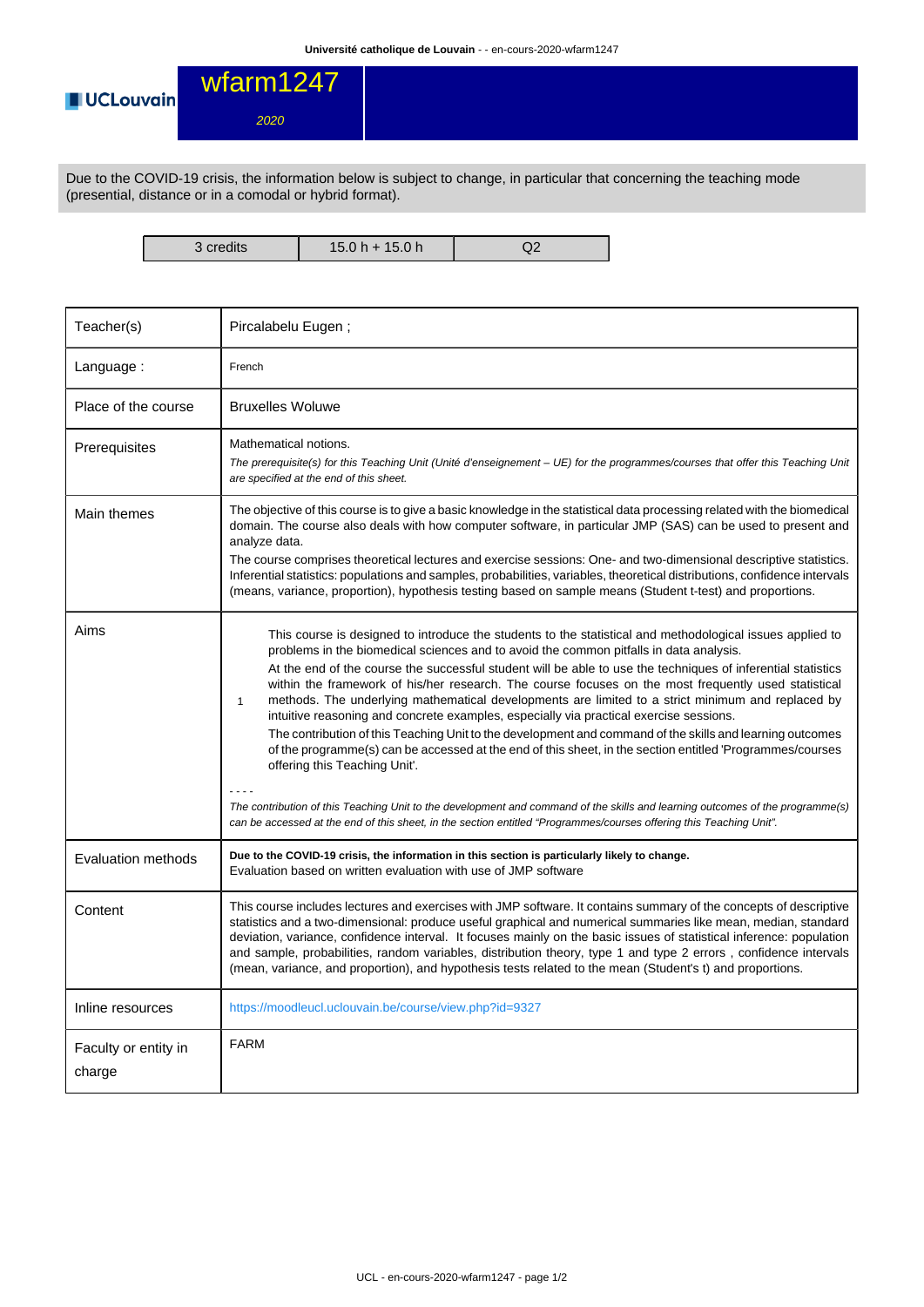# wfarm1247

*2020*

Due to the COVID-19 crisis, the information below is subject to change, in particular that concerning the teaching mode (presential, distance or in a comodal or hybrid format).

| 3 credits | 15.0 h + 15.0 h | Q2 |
|---|---|---|

| | |
|---|---|
| Teacher(s) | Pircalabelu Eugen ; |
| Language : | French |
| Place of the course | Bruxelles Woluwe |
| Prerequisites | Mathematical notions.<br>*The prerequisite(s) for this Teaching Unit (Unité d'enseignement – UE) for the programmes/courses that offer this Teaching Unit are specified at the end of this sheet.* |
| Main themes | The objective of this course is to give a basic knowledge in the statistical data processing related with the biomedical domain. The course also deals with how computer software, in particular JMP (SAS) can be used to present and analyze data.<br>The course comprises theoretical lectures and exercise sessions: One- and two-dimensional descriptive statistics. Inferential statistics: populations and samples, probabilities, variables, theoretical distributions, confidence intervals (means, variance, proportion), hypothesis testing based on sample means (Student t-test) and proportions. |
| Aims | 1. This course is designed to introduce the students to the statistical and methodological issues applied to problems in the biomedical sciences and to avoid the common pitfalls in data analysis.<br>At the end of the course the successful student will be able to use the techniques of inferential statistics within the framework of his/her research. The course focuses on the most frequently used statistical methods. The underlying mathematical developments are limited to a strict minimum and replaced by intuitive reasoning and concrete examples, especially via practical exercise sessions.<br>The contribution of this Teaching Unit to the development and command of the skills and learning outcomes of the programme(s) can be accessed at the end of this sheet, in the section entitled 'Programmes/courses offering this Teaching Unit'.<br>- - - -<br>*The contribution of this Teaching Unit to the development and command of the skills and learning outcomes of the programme(s) can be accessed at the end of this sheet, in the section entitled "Programmes/courses offering this Teaching Unit".* |
| Evaluation methods | **Due to the COVID-19 crisis, the information in this section is particularly likely to change.**<br>Evaluation based on written evaluation with use of JMP software |
| Content | This course includes lectures and exercises with JMP software. It contains summary of the concepts of descriptive statistics and a two-dimensional: produce useful graphical and numerical summaries like mean, median, standard deviation, variance, confidence interval. It focuses mainly on the basic issues of statistical inference: population and sample, probabilities, random variables, distribution theory, type 1 and type 2 errors , confidence intervals (mean, variance, and proportion), and hypothesis tests related to the mean (Student's t) and proportions. |
| Inline resources | https://moodleucl.uclouvain.be/course/view.php?id=9327 |
| Faculty or entity in charge | FARM |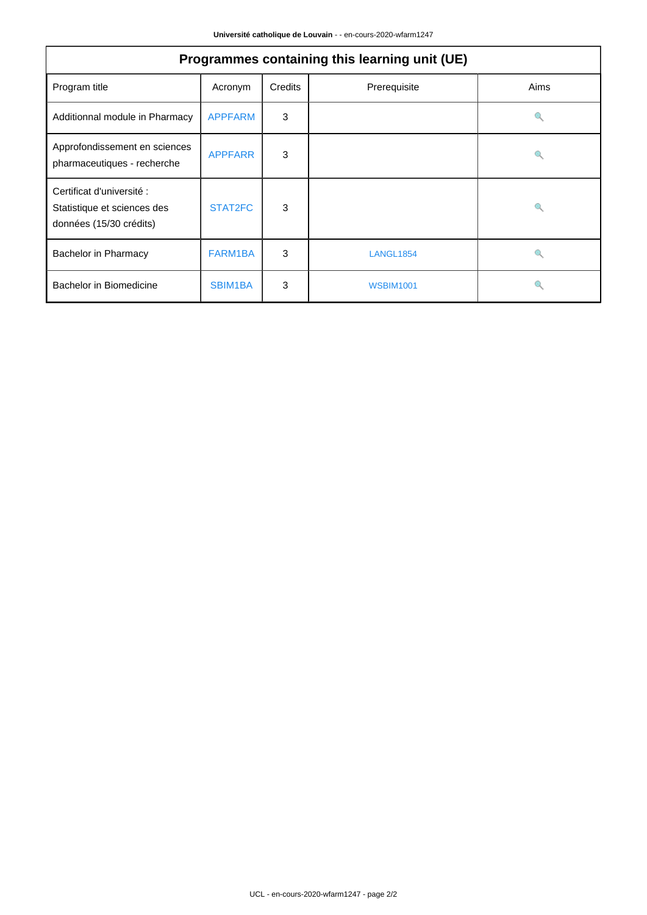## Programmes containing this learning unit (UE)

| Program title | Acronym | Credits | Prerequisite | Aims |
|---|---|---|---|---|
| Additionnal module in Pharmacy | APPFARM | 3 | | |
| Approfondissement en sciences pharmaceutiques - recherche | APPFARR | 3 | | |
| Certificat d'université : Statistique et sciences des données (15/30 crédits) | STAT2FC | 3 | | |
| Bachelor in Pharmacy | FARM1BA | 3 | LANGL1854 | |
| Bachelor in Biomedicine | SBIM1BA | 3 | WSBIM1001 | |